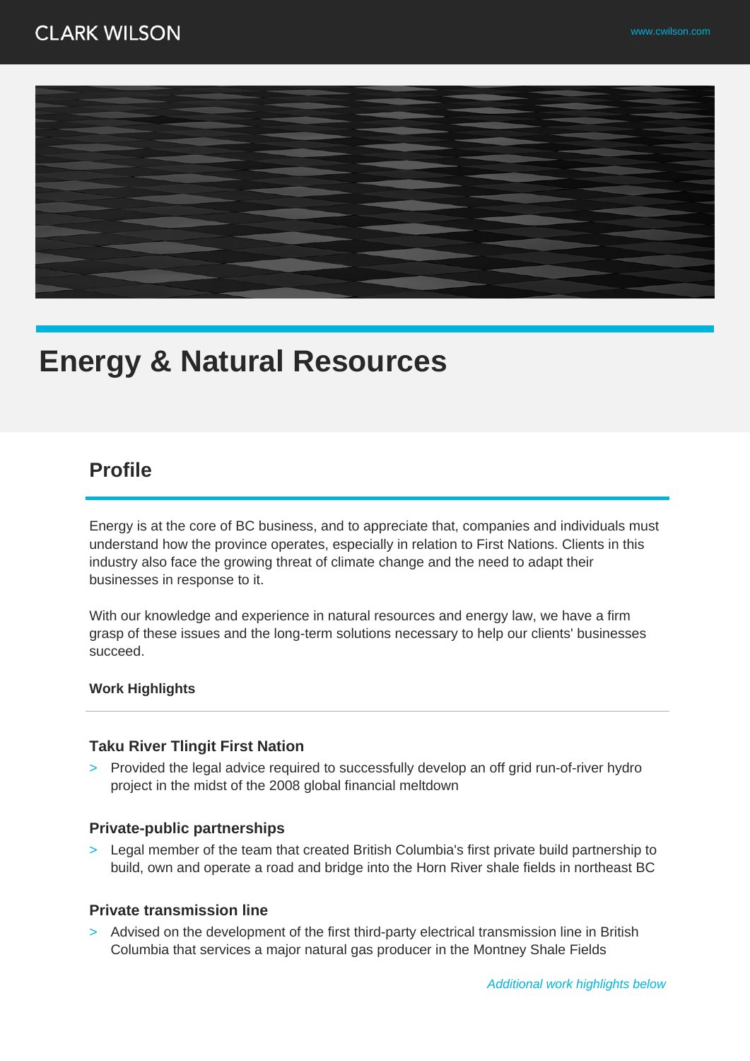# Energy & Natural Resources

## Profile

Energy is at the core of BC business, and to appreciate that, companies and individuals must understand how the province operates, especially in relation to First Nations. Clients in this industry also face the growing threat of climate change and the need to adapt their businesses in response to it.

With our knowledge and experience in natural resources and energy law, we have a firm grasp of these issues and the long-term solutions necessary to help our clients' businesses succeed.

**Work Highlights**

### Taku River Tlingit First Nation

- Provided the legal advice required to successfully develop an off grid run-of-river hydro project in the midst of the 2008 global financial meltdown

### Private-public partnerships

- Legal member of the team that created British Columbia's first private build partnership to build, own and operate a road and bridge into the Horn River shale fields in northeast BC

### Private transmission line

- Advised on the development of the first third-party electrical transmission line in British Columbia that services a major natural gas producer in the Montney Shale Fields

*Additional work highlights below*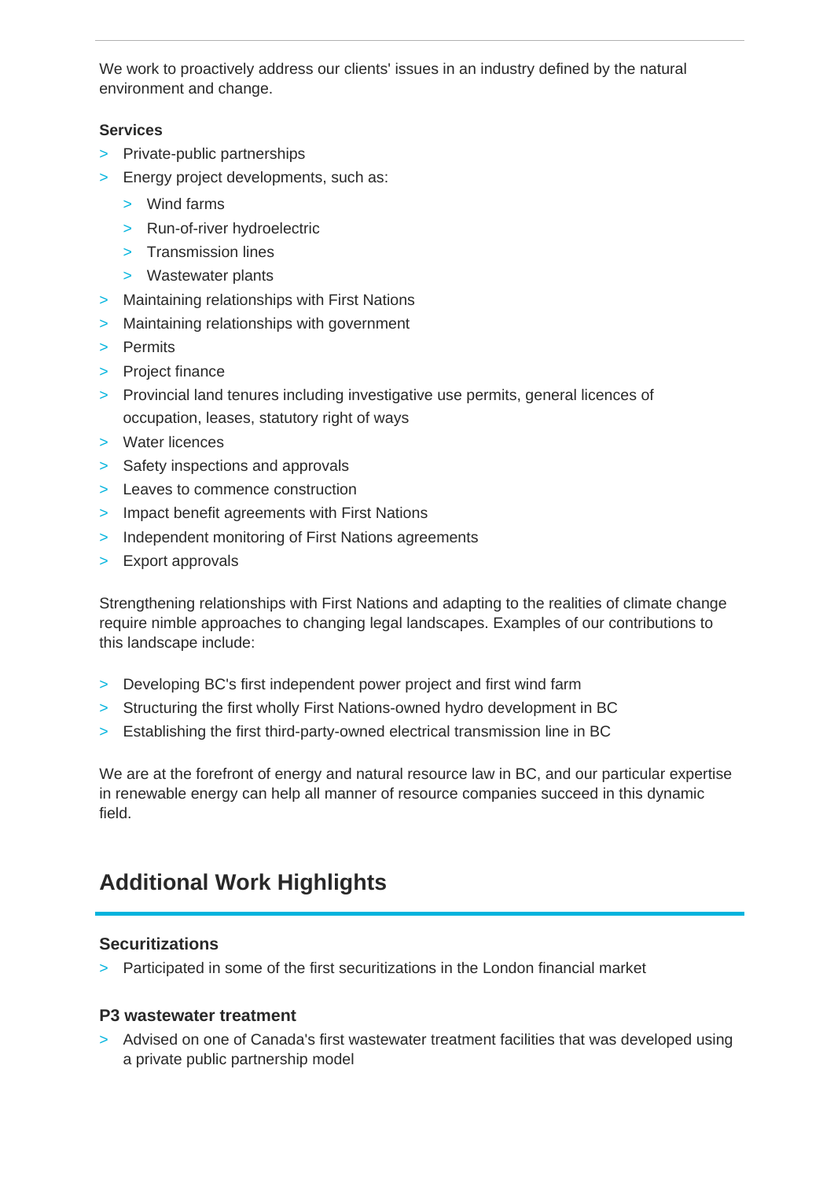We work to proactively address our clients' issues in an industry defined by the natural environment and change.

**Services**

- Private-public partnerships
- Energy project developments, such as:
  - Wind farms
  - Run-of-river hydroelectric
  - Transmission lines
  - Wastewater plants
- Maintaining relationships with First Nations
- Maintaining relationships with government
- Permits
- Project finance
- Provincial land tenures including investigative use permits, general licences of occupation, leases, statutory right of ways
- Water licences
- Safety inspections and approvals
- Leaves to commence construction
- Impact benefit agreements with First Nations
- Independent monitoring of First Nations agreements
- Export approvals

Strengthening relationships with First Nations and adapting to the realities of climate change require nimble approaches to changing legal landscapes. Examples of our contributions to this landscape include:

- Developing BC's first independent power project and first wind farm
- Structuring the first wholly First Nations-owned hydro development in BC
- Establishing the first third-party-owned electrical transmission line in BC

We are at the forefront of energy and natural resource law in BC, and our particular expertise in renewable energy can help all manner of resource companies succeed in this dynamic field.

## Additional Work Highlights

### Securitizations

- Participated in some of the first securitizations in the London financial market

### P3 wastewater treatment

- Advised on one of Canada's first wastewater treatment facilities that was developed using a private public partnership model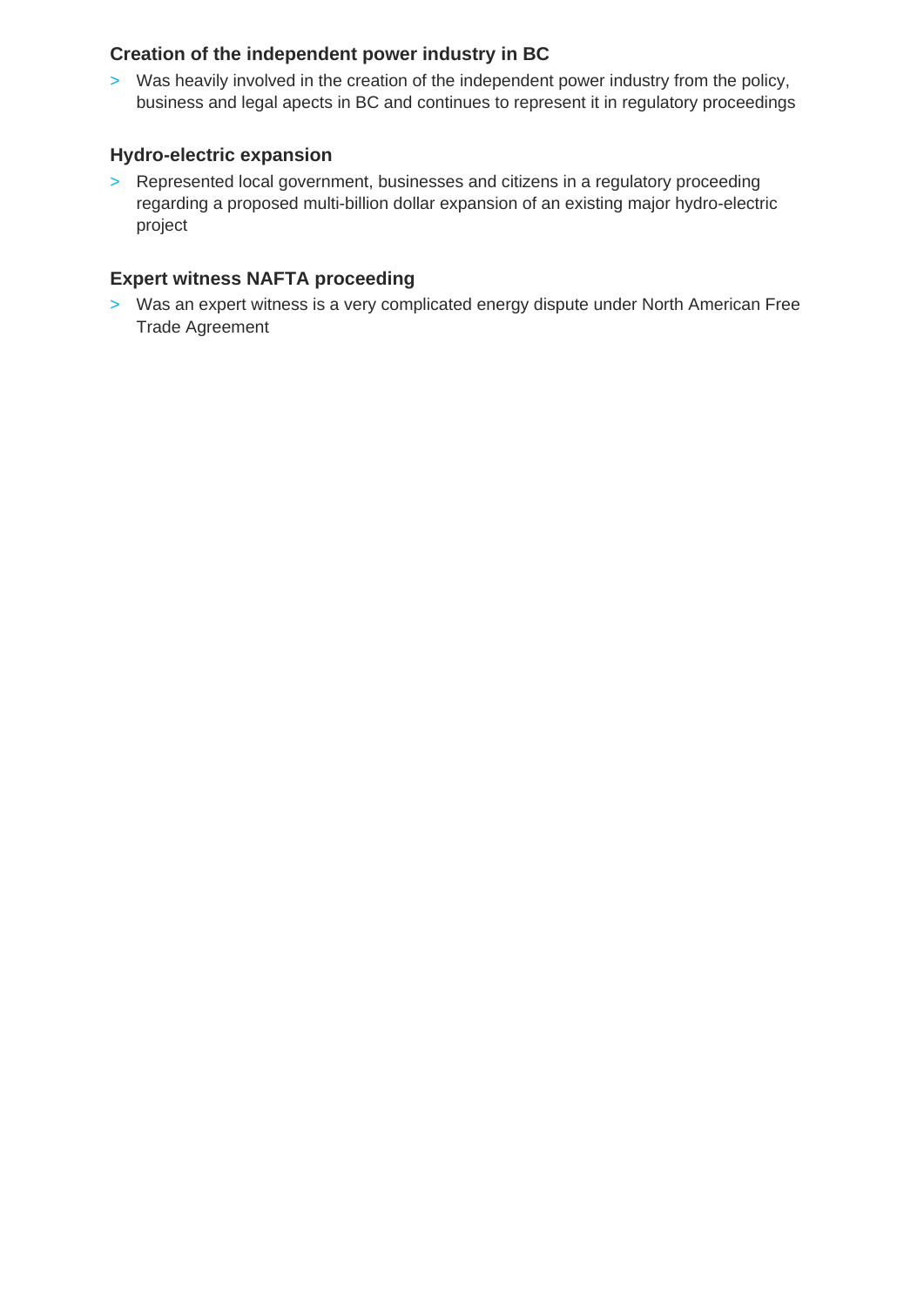### Creation of the independent power industry in BC

- Was heavily involved in the creation of the independent power industry from the policy, business and legal apects in BC and continues to represent it in regulatory proceedings

### Hydro-electric expansion

- Represented local government, businesses and citizens in a regulatory proceeding regarding a proposed multi-billion dollar expansion of an existing major hydro-electric project

### Expert witness NAFTA proceeding

- Was an expert witness is a very complicated energy dispute under North American Free Trade Agreement